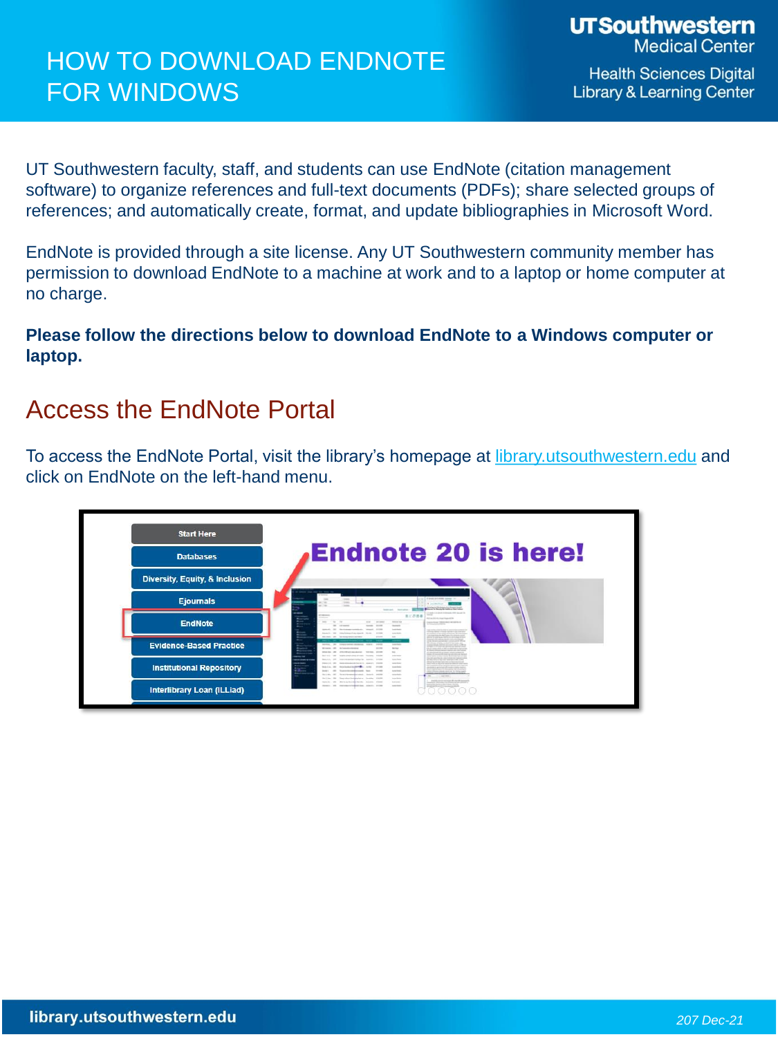# HOW TO DOWNLOAD ENDNOTE FOR WINDOWS

UT Southwestern Medical Center

Health Sciences Digital Library & Learning Center

UT Southwestern faculty, staff, and students can use EndNote (citation management software) to organize references and full-text documents (PDFs); share selected groups of references; and automatically create, format, and update bibliographies in Microsoft Word.

EndNote is provided through a site license. Any UT Southwestern community member has permission to download EndNote to a machine at work and to a laptop or home computer at no charge.

**Please follow the directions below to download EndNote to a Windows computer or laptop.**

## Access the EndNote Portal

To access the EndNote Portal, visit the library's homepage at library.utsouthwestern.edu and click on EndNote on the left-hand menu.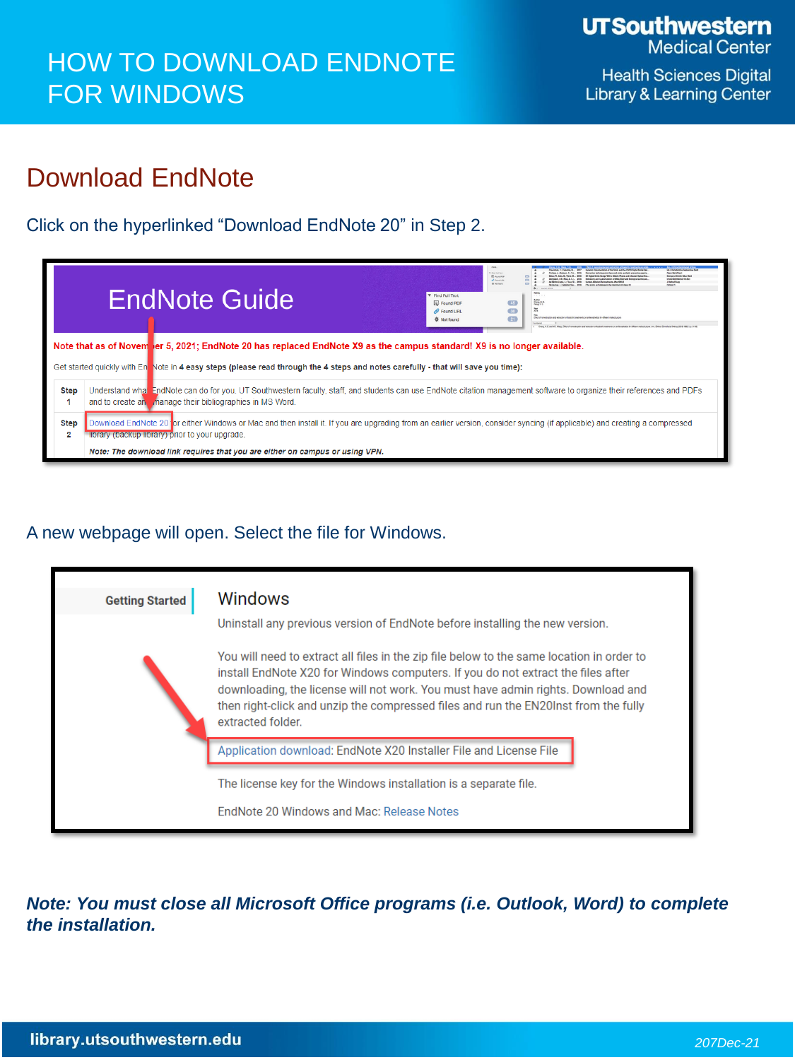## Download EndNote

Click on the hyperlinked "Download EndNote 20" in Step 2.

A new webpage will open. Select the file for Windows.

***Note: You must close all Microsoft Office programs (i.e. Outlook, Word) to complete the installation.***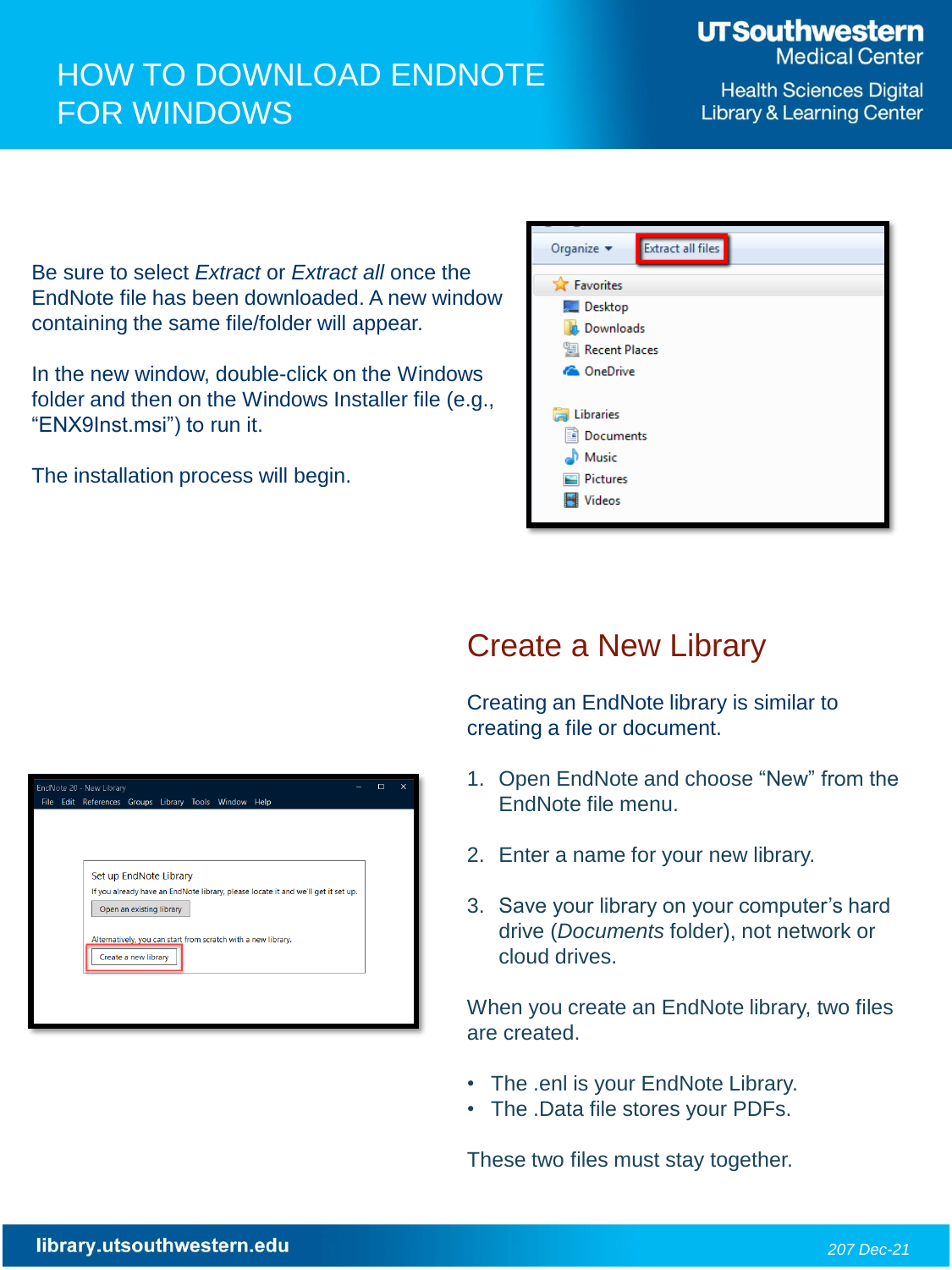# HOW TO DOWNLOAD ENDNOTE FOR WINDOWS

Be sure to select *Extract* or *Extract all* once the EndNote file has been downloaded. A new window containing the same file/folder will appear.

In the new window, double-click on the Windows folder and then on the Windows Installer file (e.g., “ENX9Inst.msi”) to run it.

The installation process will begin.

## Create a New Library

Creating an EndNote library is similar to creating a file or document.

1. Open EndNote and choose “New” from the EndNote file menu.
2. Enter a name for your new library.
3. Save your library on your computer’s hard drive (*Documents* folder), not network or cloud drives.

When you create an EndNote library, two files are created.

- The .enl is your EndNote Library.
- The .Data file stores your PDFs.

These two files must stay together.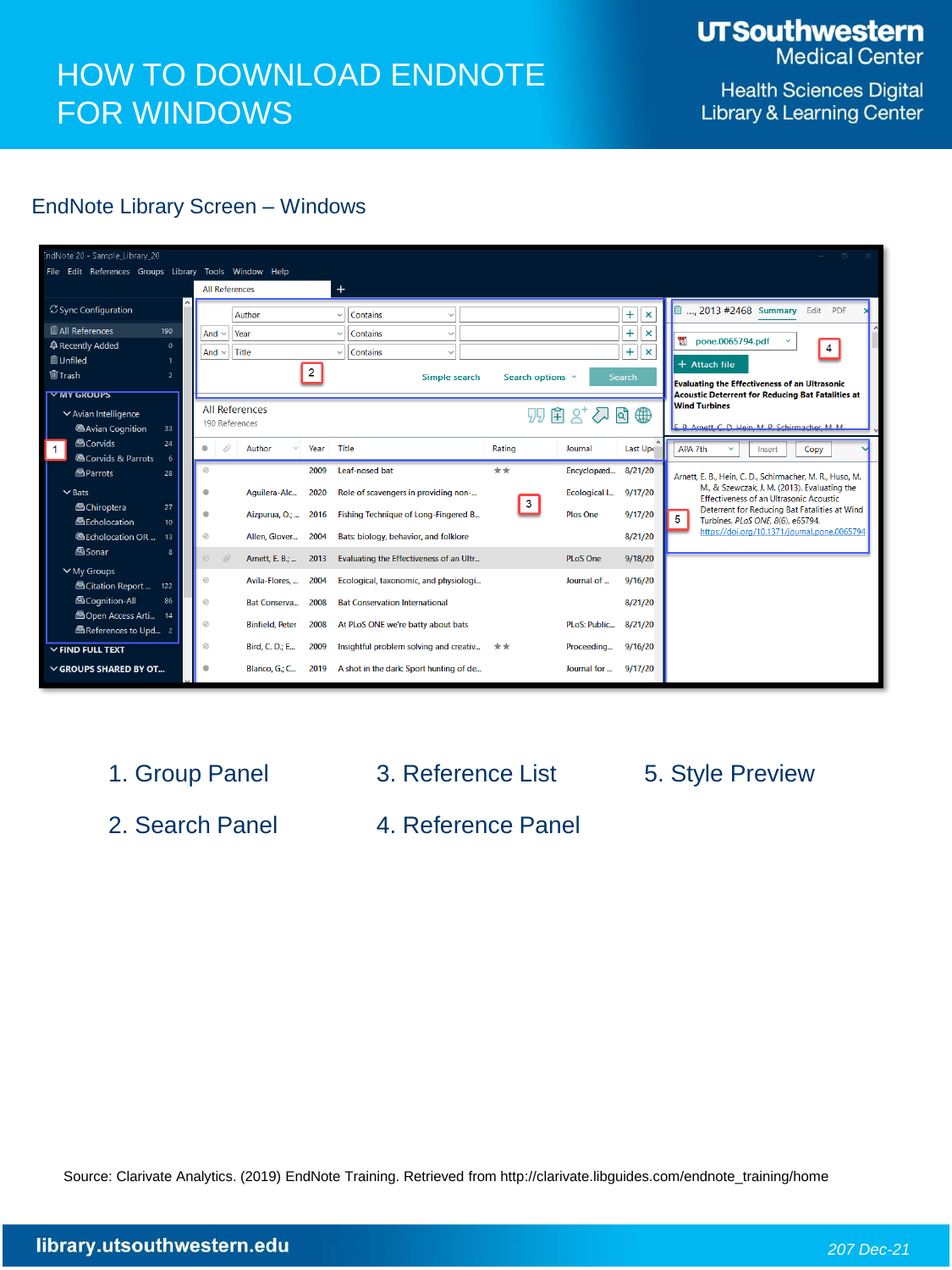# HOW TO DOWNLOAD ENDNOTE FOR WINDOWS

UT Southwestern Medical Center
Health Sciences Digital Library & Learning Center

## EndNote Library Screen – Windows

1. Group Panel
2. Search Panel
3. Reference List
4. Reference Panel
5. Style Preview

Source: Clarivate Analytics. (2019) EndNote Training. Retrieved from http://clarivate.libguides.com/endnote_training/home

library.utsouthwestern.edu

207 Dec-21